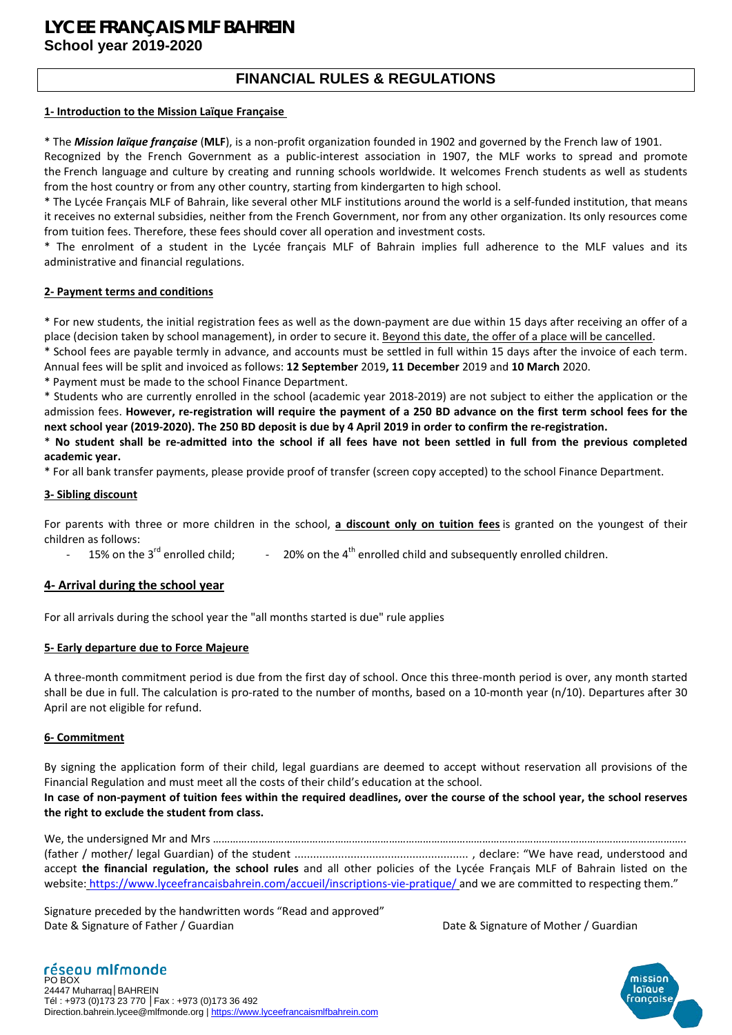# LYCEE FRANÇAIS MLF BAHREIN

**School year 2019-2020**

## FINANCIAL RULES & REGULATIONS

### 1- Introduction to the Mission Laïque Française

* The ***Mission laïque française*** (**MLF**), is a non-profit organization founded in 1902 and governed by the French law of 1901. Recognized by the French Government as a public-interest association in 1907, the MLF works to spread and promote the French language and culture by creating and running schools worldwide. It welcomes French students as well as students from the host country or from any other country, starting from kindergarten to high school.
* The Lycée Français MLF of Bahrain, like several other MLF institutions around the world is a self-funded institution, that means it receives no external subsidies, neither from the French Government, nor from any other organization. Its only resources come from tuition fees. Therefore, these fees should cover all operation and investment costs.
* The enrolment of a student in the Lycée français MLF of Bahrain implies full adherence to the MLF values and its administrative and financial regulations.

### 2- Payment terms and conditions

* For new students, the initial registration fees as well as the down-payment are due within 15 days after receiving an offer of a place (decision taken by school management), in order to secure it. Beyond this date, the offer of a place will be cancelled.
* School fees are payable termly in advance, and accounts must be settled in full within 15 days after the invoice of each term. Annual fees will be split and invoiced as follows: **12 September** 2019**, 11 December** 2019 and **10 March** 2020.
* Payment must be made to the school Finance Department.
* Students who are currently enrolled in the school (academic year 2018-2019) are not subject to either the application or the admission fees. **However, re-registration will require the payment of a 250 BD advance on the first term school fees for the next school year (2019-2020). The 250 BD deposit is due by 4 April 2019 in order to confirm the re-registration.**
* **No student shall be re-admitted into the school if all fees have not been settled in full from the previous completed academic year.**
* For all bank transfer payments, please provide proof of transfer (screen copy accepted) to the school Finance Department.

### 3- Sibling discount

For parents with three or more children in the school, **a discount only on tuition fees** is granted on the youngest of their children as follows:

- 15% on the 3rd enrolled child;
- 20% on the 4th enrolled child and subsequently enrolled children.

### 4- Arrival during the school year

For all arrivals during the school year the "all months started is due" rule applies

### 5- Early departure due to Force Majeure

A three-month commitment period is due from the first day of school. Once this three-month period is over, any month started shall be due in full. The calculation is pro-rated to the number of months, based on a 10-month year (n/10). Departures after 30 April are not eligible for refund.

### 6- Commitment

By signing the application form of their child, legal guardians are deemed to accept without reservation all provisions of the Financial Regulation and must meet all the costs of their child's education at the school.

**In case of non-payment of tuition fees within the required deadlines, over the course of the school year, the school reserves the right to exclude the student from class.**

We, the undersigned Mr and Mrs ……………………………………………………………………………………………………………………………………………….. (father / mother/ legal Guardian) of the student ....................................................... , declare: "We have read, understood and accept **the financial regulation, the school rules** and all other policies of the Lycée Français MLF of Bahrain listed on the website: https://www.lyceefrancaisbahrein.com/accueil/inscriptions-vie-pratique/ and we are committed to respecting them."

Signature preceded by the handwritten words "Read and approved"

Date & Signature of Father / Guardian

Date & Signature of Mother / Guardian

réseau mlfmonde
PO BOX
24447 Muharraq | BAHREIN
Tél : +973 (0)173 23 770 | Fax : +973 (0)173 36 492
Direction.bahrein.lycee@mlfmonde.org | https://www.lyceefrancaismlfbahrein.com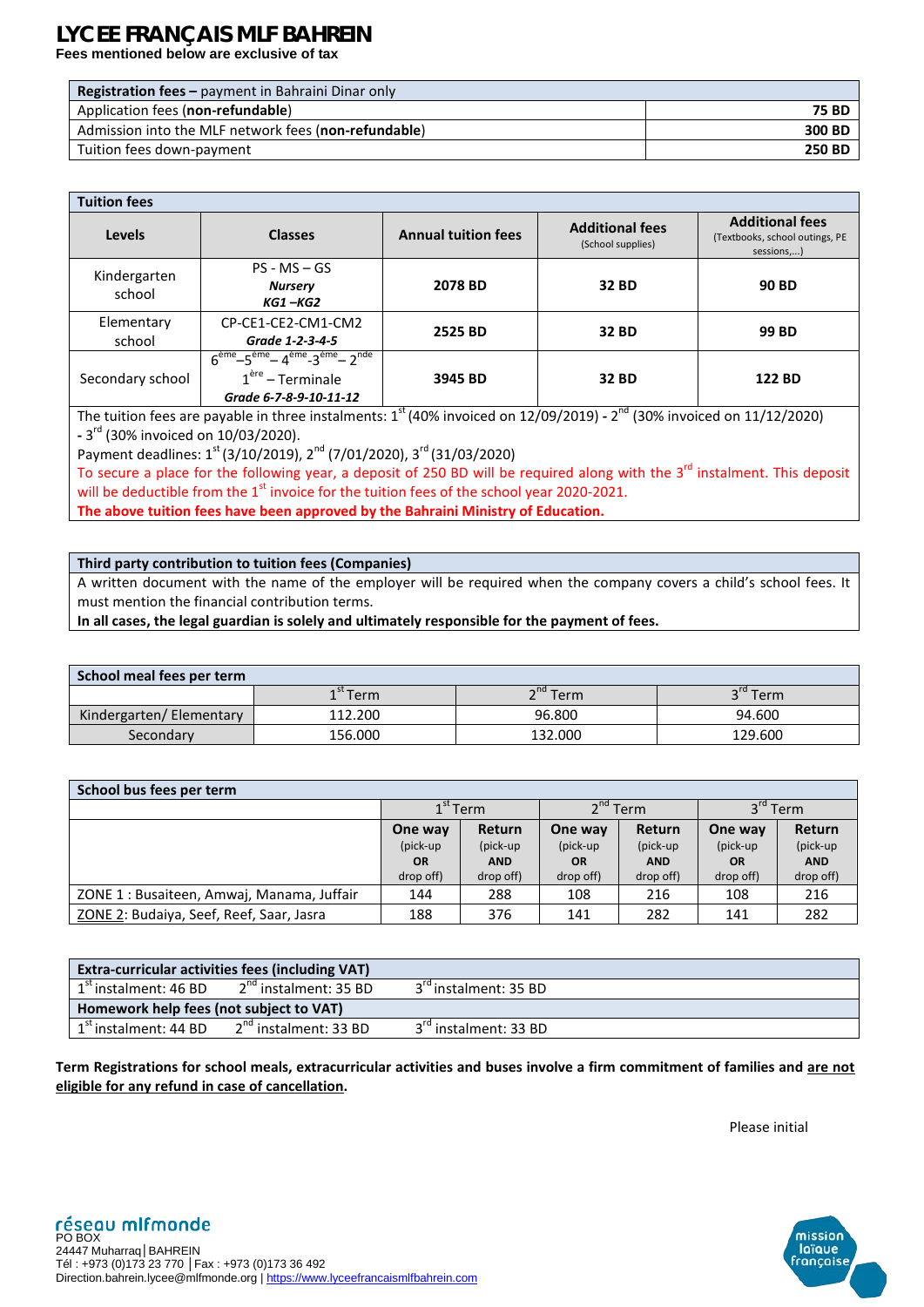# LYCEE FRANÇAIS MLF BAHREIN

**Fees mentioned below are exclusive of tax**

| **Registration fees –** payment in Bahraini Dinar only | |
|---|---|
| Application fees (**non-refundable**) | **75 BD** |
| Admission into the MLF network fees (**non-refundable**) | **300 BD** |
| Tuition fees down-payment | **250 BD** |

**Tuition fees**

| Levels | Classes | Annual tuition fees | Additional fees (School supplies) | Additional fees (Textbooks, school outings, PE sessions,...) |
|---|---|---|---|---|
| Kindergarten school | PS - MS – GS ***Nursery KG1 –KG2*** | **2078 BD** | **32 BD** | **90 BD** |
| Elementary school | CP-CE1-CE2-CM1-CM2 ***Grade 1-2-3-4-5*** | **2525 BD** | **32 BD** | **99 BD** |
| Secondary school | 6ème–5ème– 4ème-3ème– 2nde 1ère – Terminale ***Grade 6-7-8-9-10-11-12*** | **3945 BD** | **32 BD** | **122 BD** |

The tuition fees are payable in three instalments: 1st (40% invoiced on 12/09/2019) - 2nd (30% invoiced on 11/12/2020) - 3rd (30% invoiced on 10/03/2020).

Payment deadlines: 1st (3/10/2019), 2nd (7/01/2020), 3rd (31/03/2020)

To secure a place for the following year, a deposit of 250 BD will be required along with the 3rd instalment. This deposit will be deductible from the 1st invoice for the tuition fees of the school year 2020-2021.

**The above tuition fees have been approved by the Bahraini Ministry of Education.**

**Third party contribution to tuition fees (Companies)**

A written document with the name of the employer will be required when the company covers a child's school fees. It must mention the financial contribution terms.

**In all cases, the legal guardian is solely and ultimately responsible for the payment of fees.**

**School meal fees per term**

| | 1st Term | 2nd Term | 3rd Term |
|---|---|---|---|
| Kindergarten/ Elementary | 112.200 | 96.800 | 94.600 |
| Secondary | 156.000 | 132.000 | 129.600 |

**School bus fees per term**

| | 1st Term | | 2nd Term | | 3rd Term | |
|---|---|---|---|---|---|---|
| | **One way** (pick-up **OR** drop off) | **Return** (pick-up **AND** drop off) | **One way** (pick-up **OR** drop off) | **Return** (pick-up **AND** drop off) | **One way** (pick-up **OR** drop off) | **Return** (pick-up **AND** drop off) |
| ZONE 1 : Busaiteen, Amwaj, Manama, Juffair | 144 | 288 | 108 | 216 | 108 | 216 |
| ZONE 2: Budaiya, Seef, Reef, Saar, Jasra | 188 | 376 | 141 | 282 | 141 | 282 |

| **Extra-curricular activities fees (including VAT)** | | |
|---|---|---|
| 1st instalment: 46 BD | 2nd instalment: 35 BD | 3rd instalment: 35 BD |
| **Homework help fees (not subject to VAT)** | | |
| 1st instalment: 44 BD | 2nd instalment: 33 BD | 3rd instalment: 33 BD |

**Term Registrations for school meals, extracurricular activities and buses involve a firm commitment of families and are not eligible for any refund in case of cancellation.**

Please initial

réseau mlfmonde
PO BOX
24447 Muharraq | BAHREIN
Tél : +973 (0)173 23 770 | Fax : +973 (0)173 36 492
Direction.bahrein.lycee@mlfmonde.org | https://www.lyceefrancaismlfbahrein.com

mission laïque française